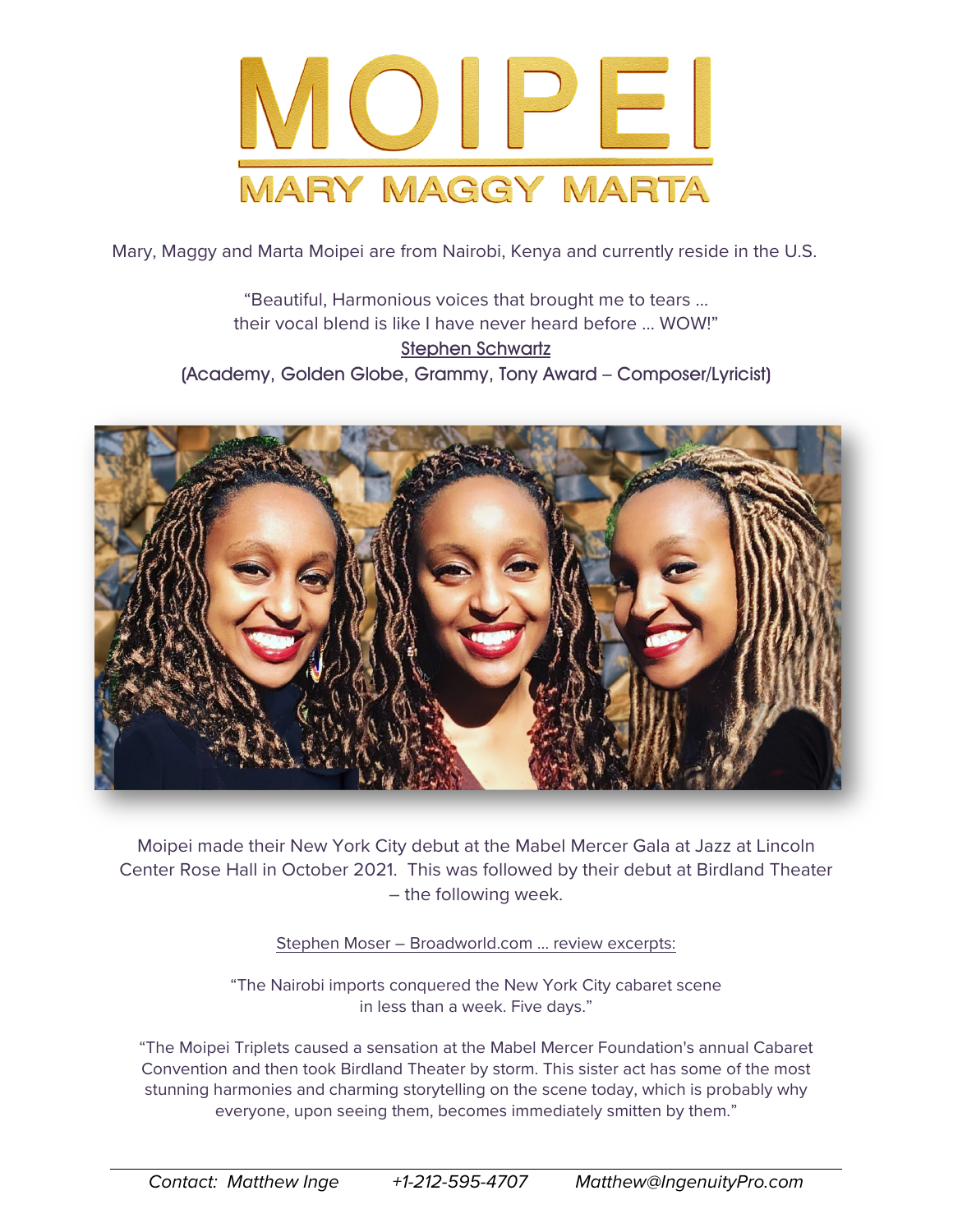# MOIPEI

## MARY MAGGY MARTA

Mary, Maggy and Marta Moipei are from Nairobi, Kenya and currently reside in the U.S.

"Beautiful, Harmonious voices that brought me to tears …
their vocal blend is like I have never heard before … WOW!"
Stephen Schwartz
(Academy, Golden Globe, Grammy, Tony Award – Composer/Lyricist)

Moipei made their New York City debut at the Mabel Mercer Gala at Jazz at Lincoln Center Rose Hall in October 2021. This was followed by their debut at Birdland Theater – the following week.

Stephen Moser – Broadworld.com … review excerpts:

"The Nairobi imports conquered the New York City cabaret scene in less than a week. Five days."

"The Moipei Triplets caused a sensation at the Mabel Mercer Foundation's annual Cabaret Convention and then took Birdland Theater by storm. This sister act has some of the most stunning harmonies and charming storytelling on the scene today, which is probably why everyone, upon seeing them, becomes immediately smitten by them."

---

*Contact: Matthew Inge* *+1-212-595-4707* *Matthew@IngenuityPro.com*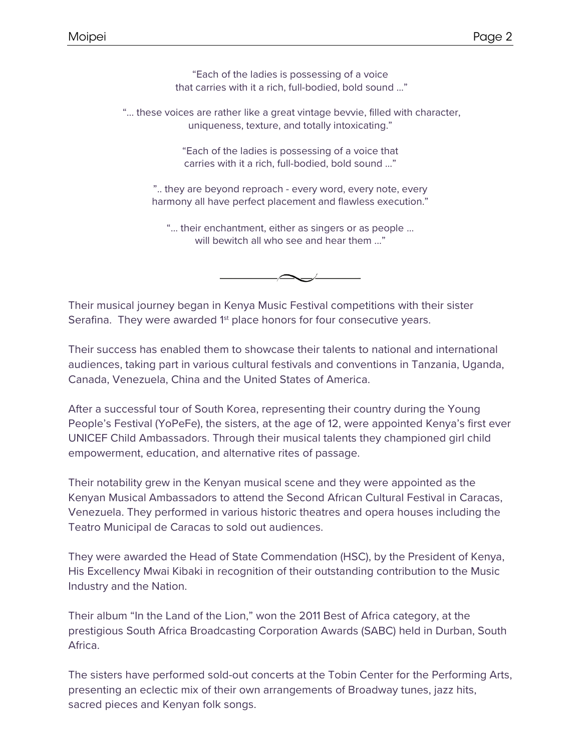"Each of the ladies is possessing of a voice
that carries with it a rich, full-bodied, bold sound ..."

"... these voices are rather like a great vintage bevvie, filled with character,
uniqueness, texture, and totally intoxicating."

"Each of the ladies is possessing of a voice that
carries with it a rich, full-bodied, bold sound ..."

".. they are beyond reproach - every word, every note, every
harmony all have perfect placement and flawless execution."

"... their enchantment, either as singers or as people ...
will bewitch all who see and hear them ..."

---

Their musical journey began in Kenya Music Festival competitions with their sister Serafina. They were awarded 1st place honors for four consecutive years.

Their success has enabled them to showcase their talents to national and international audiences, taking part in various cultural festivals and conventions in Tanzania, Uganda, Canada, Venezuela, China and the United States of America.

After a successful tour of South Korea, representing their country during the Young People's Festival (YoPeFe), the sisters, at the age of 12, were appointed Kenya's first ever UNICEF Child Ambassadors. Through their musical talents they championed girl child empowerment, education, and alternative rites of passage.

Their notability grew in the Kenyan musical scene and they were appointed as the Kenyan Musical Ambassadors to attend the Second African Cultural Festival in Caracas, Venezuela. They performed in various historic theatres and opera houses including the Teatro Municipal de Caracas to sold out audiences.

They were awarded the Head of State Commendation (HSC), by the President of Kenya, His Excellency Mwai Kibaki in recognition of their outstanding contribution to the Music Industry and the Nation.

Their album "In the Land of the Lion," won the 2011 Best of Africa category, at the prestigious South Africa Broadcasting Corporation Awards (SABC) held in Durban, South Africa.

The sisters have performed sold-out concerts at the Tobin Center for the Performing Arts, presenting an eclectic mix of their own arrangements of Broadway tunes, jazz hits, sacred pieces and Kenyan folk songs.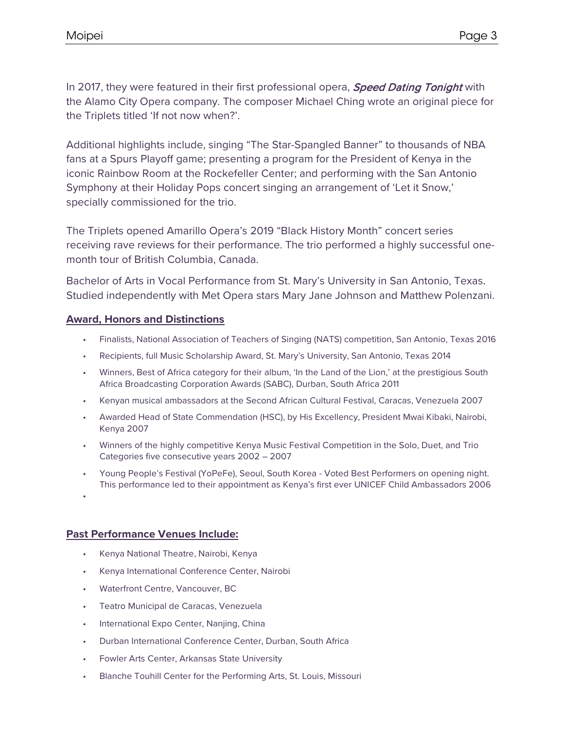In 2017, they were featured in their first professional opera, ***Speed Dating Tonight*** with the Alamo City Opera company. The composer Michael Ching wrote an original piece for the Triplets titled 'If not now when?'.

Additional highlights include, singing "The Star-Spangled Banner" to thousands of NBA fans at a Spurs Playoff game; presenting a program for the President of Kenya in the iconic Rainbow Room at the Rockefeller Center; and performing with the San Antonio Symphony at their Holiday Pops concert singing an arrangement of 'Let it Snow,' specially commissioned for the trio.

The Triplets opened Amarillo Opera's 2019 "Black History Month" concert series receiving rave reviews for their performance. The trio performed a highly successful one-month tour of British Columbia, Canada.

Bachelor of Arts in Vocal Performance from St. Mary's University in San Antonio, Texas. Studied independently with Met Opera stars Mary Jane Johnson and Matthew Polenzani.

## Award, Honors and Distinctions

- Finalists, National Association of Teachers of Singing (NATS) competition, San Antonio, Texas 2016
- Recipients, full Music Scholarship Award, St. Mary's University, San Antonio, Texas 2014
- Winners, Best of Africa category for their album, 'In the Land of the Lion,' at the prestigious South Africa Broadcasting Corporation Awards (SABC), Durban, South Africa 2011
- Kenyan musical ambassadors at the Second African Cultural Festival, Caracas, Venezuela 2007
- Awarded Head of State Commendation (HSC), by His Excellency, President Mwai Kibaki, Nairobi, Kenya 2007
- Winners of the highly competitive Kenya Music Festival Competition in the Solo, Duet, and Trio Categories five consecutive years 2002 – 2007
- Young People's Festival (YoPeFe), Seoul, South Korea - Voted Best Performers on opening night. This performance led to their appointment as Kenya's first ever UNICEF Child Ambassadors 2006

## Past Performance Venues Include:

- Kenya National Theatre, Nairobi, Kenya
- Kenya International Conference Center, Nairobi
- Waterfront Centre, Vancouver, BC
- Teatro Municipal de Caracas, Venezuela
- International Expo Center, Nanjing, China
- Durban International Conference Center, Durban, South Africa
- Fowler Arts Center, Arkansas State University
- Blanche Touhill Center for the Performing Arts, St. Louis, Missouri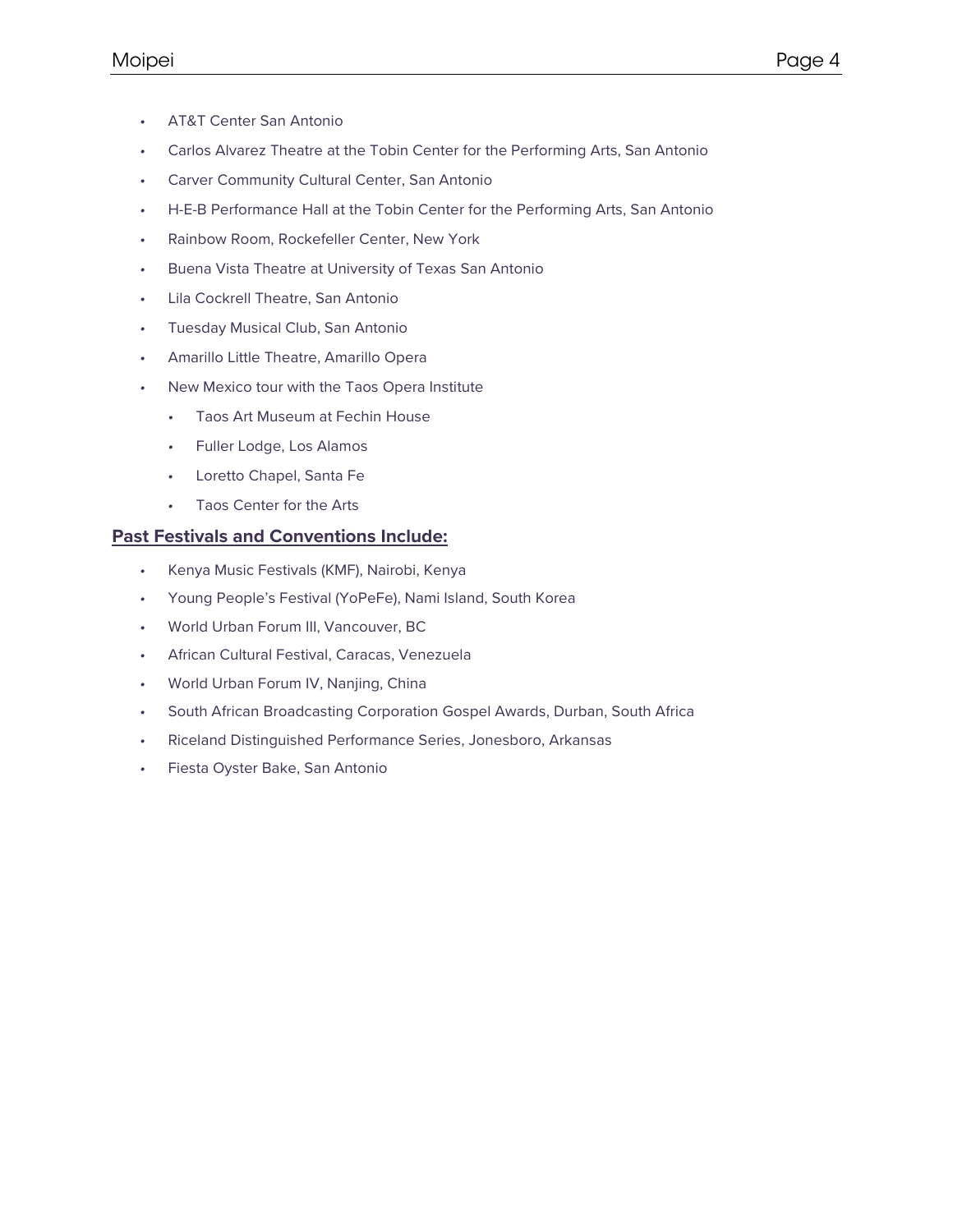- AT&T Center San Antonio
- Carlos Alvarez Theatre at the Tobin Center for the Performing Arts, San Antonio
- Carver Community Cultural Center, San Antonio
- H-E-B Performance Hall at the Tobin Center for the Performing Arts, San Antonio
- Rainbow Room, Rockefeller Center, New York
- Buena Vista Theatre at University of Texas San Antonio
- Lila Cockrell Theatre, San Antonio
- Tuesday Musical Club, San Antonio
- Amarillo Little Theatre, Amarillo Opera
- New Mexico tour with the Taos Opera Institute
    - Taos Art Museum at Fechin House
    - Fuller Lodge, Los Alamos
    - Loretto Chapel, Santa Fe
    - Taos Center for the Arts

**Past Festivals and Conventions Include:**

- Kenya Music Festivals (KMF), Nairobi, Kenya
- Young People's Festival (YoPeFe), Nami Island, South Korea
- World Urban Forum III, Vancouver, BC
- African Cultural Festival, Caracas, Venezuela
- World Urban Forum IV, Nanjing, China
- South African Broadcasting Corporation Gospel Awards, Durban, South Africa
- Riceland Distinguished Performance Series, Jonesboro, Arkansas
- Fiesta Oyster Bake, San Antonio